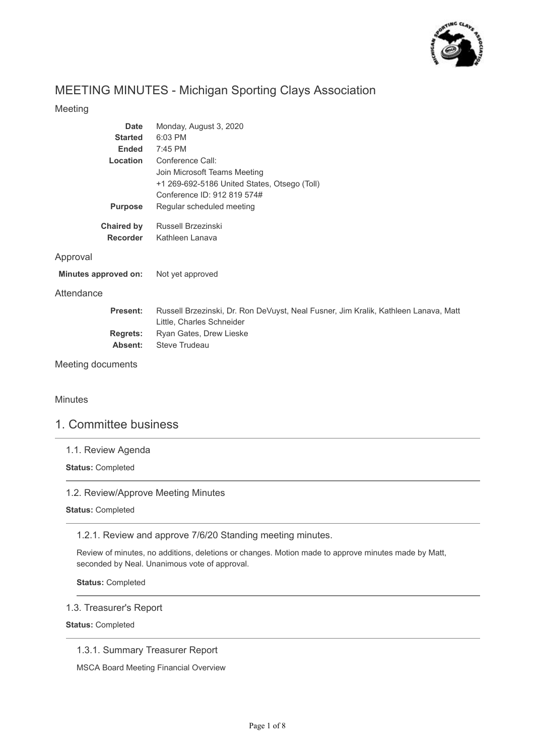# MEETING MINUTES - Michigan Sporting Clays Association

## Meeting

| | |
|---|---|
| **Date** | Monday, August 3, 2020 |
| **Started** | 6:03 PM |
| **Ended** | 7:45 PM |
| **Location** | Conference Call:<br>Join Microsoft Teams Meeting<br>+1 269-692-5186 United States, Otsego (Toll)<br>Conference ID: 912 819 574# |
| **Purpose** | Regular scheduled meeting |
| **Chaired by** | Russell Brzezinski |
| **Recorder** | Kathleen Lanava |

## Approval

**Minutes approved on:** Not yet approved

## Attendance

| | |
|---|---|
| **Present:** | Russell Brzezinski, Dr. Ron DeVuyst, Neal Fusner, Jim Kralik, Kathleen Lanava, Matt Little, Charles Schneider |
| **Regrets:** | Ryan Gates, Drew Lieske |
| **Absent:** | Steve Trudeau |

## Meeting documents

## Minutes

# 1. Committee business

### 1.1. Review Agenda

**Status:** Completed

### 1.2. Review/Approve Meeting Minutes

**Status:** Completed

#### 1.2.1. Review and approve 7/6/20 Standing meeting minutes.

Review of minutes, no additions, deletions or changes. Motion made to approve minutes made by Matt, seconded by Neal. Unanimous vote of approval.

**Status:** Completed

### 1.3. Treasurer's Report

**Status:** Completed

#### 1.3.1. Summary Treasurer Report

MSCA Board Meeting Financial Overview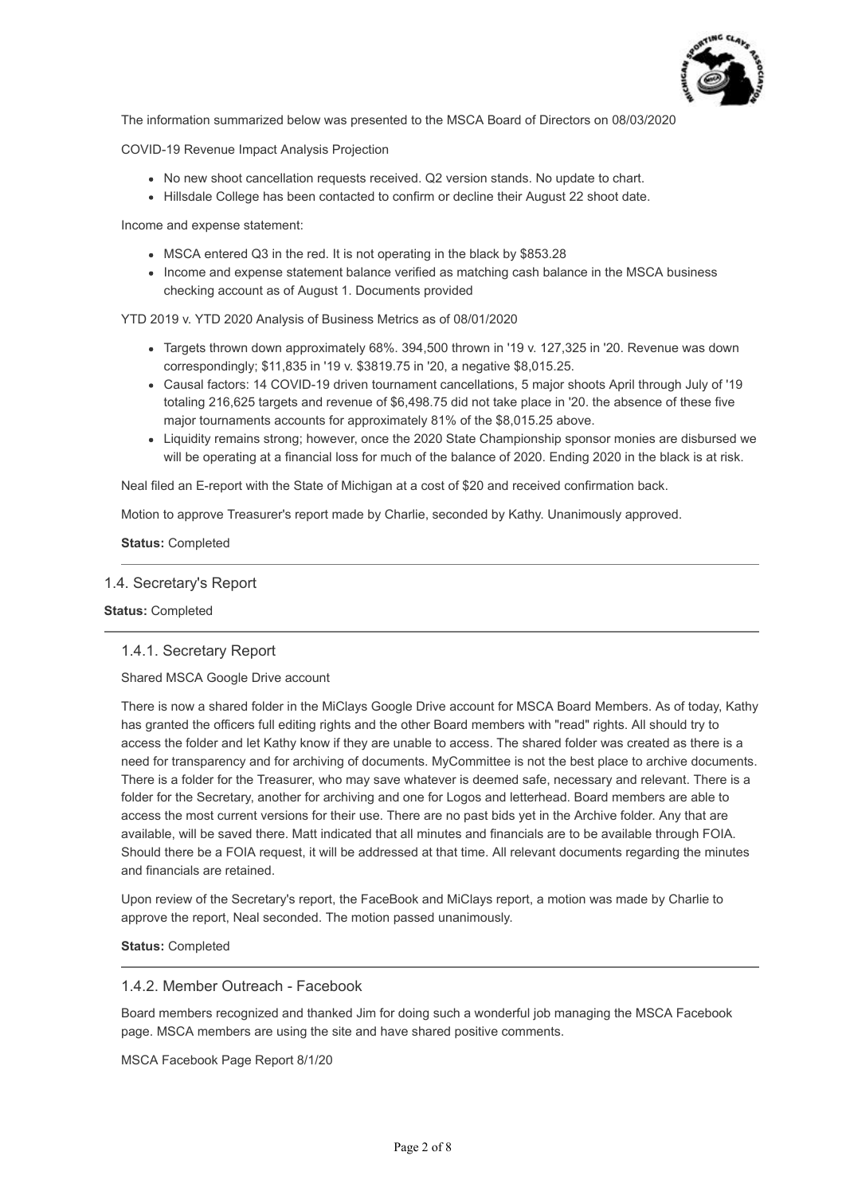The information summarized below was presented to the MSCA Board of Directors on 08/03/2020

COVID-19 Revenue Impact Analysis Projection

- No new shoot cancellation requests received. Q2 version stands. No update to chart.
- Hillsdale College has been contacted to confirm or decline their August 22 shoot date.

Income and expense statement:

- MSCA entered Q3 in the red. It is not operating in the black by $853.28
- Income and expense statement balance verified as matching cash balance in the MSCA business checking account as of August 1. Documents provided

YTD 2019 v. YTD 2020 Analysis of Business Metrics as of 08/01/2020

- Targets thrown down approximately 68%. 394,500 thrown in '19 v. 127,325 in '20. Revenue was down correspondingly; $11,835 in '19 v. $3819.75 in '20, a negative $8,015.25.
- Causal factors: 14 COVID-19 driven tournament cancellations, 5 major shoots April through July of '19 totaling 216,625 targets and revenue of $6,498.75 did not take place in '20. the absence of these five major tournaments accounts for approximately 81% of the $8,015.25 above.
- Liquidity remains strong; however, once the 2020 State Championship sponsor monies are disbursed we will be operating at a financial loss for much of the balance of 2020. Ending 2020 in the black is at risk.

Neal filed an E-report with the State of Michigan at a cost of $20 and received confirmation back.

Motion to approve Treasurer's report made by Charlie, seconded by Kathy. Unanimously approved.

**Status:** Completed

## 1.4. Secretary's Report

**Status:** Completed

### 1.4.1. Secretary Report

Shared MSCA Google Drive account

There is now a shared folder in the MiClays Google Drive account for MSCA Board Members. As of today, Kathy has granted the officers full editing rights and the other Board members with "read" rights. All should try to access the folder and let Kathy know if they are unable to access. The shared folder was created as there is a need for transparency and for archiving of documents. MyCommittee is not the best place to archive documents. There is a folder for the Treasurer, who may save whatever is deemed safe, necessary and relevant. There is a folder for the Secretary, another for archiving and one for Logos and letterhead. Board members are able to access the most current versions for their use. There are no past bids yet in the Archive folder. Any that are available, will be saved there. Matt indicated that all minutes and financials are to be available through FOIA. Should there be a FOIA request, it will be addressed at that time. All relevant documents regarding the minutes and financials are retained.

Upon review of the Secretary's report, the FaceBook and MiClays report, a motion was made by Charlie to approve the report, Neal seconded. The motion passed unanimously.

**Status:** Completed

### 1.4.2. Member Outreach - Facebook

Board members recognized and thanked Jim for doing such a wonderful job managing the MSCA Facebook page. MSCA members are using the site and have shared positive comments.

MSCA Facebook Page Report 8/1/20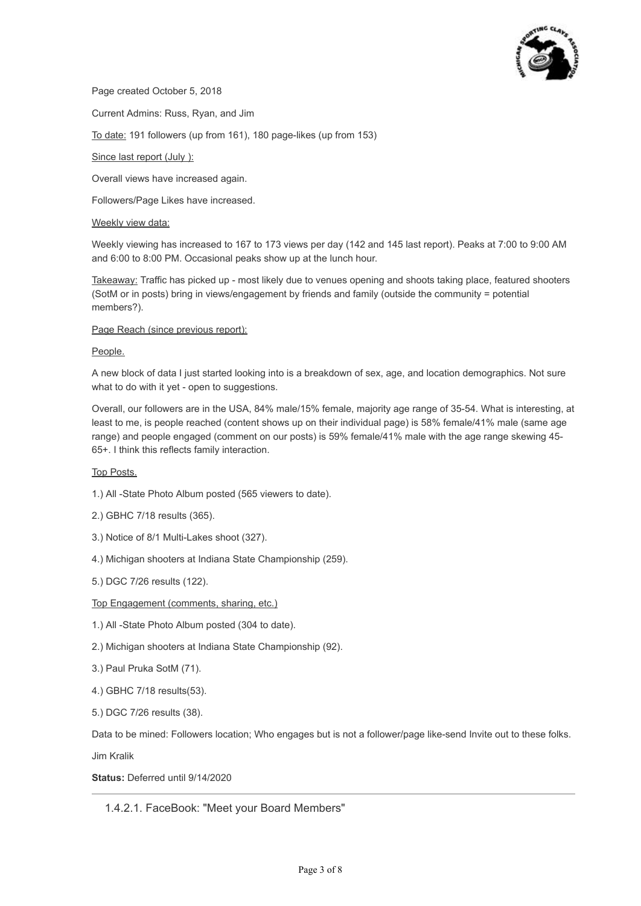Page created October 5, 2018

Current Admins: Russ, Ryan, and Jim

<u>To date:</u> 191 followers (up from 161), 180 page-likes (up from 153)

<u>Since last report (July ):</u>

Overall views have increased again.

Followers/Page Likes have increased.

<u>Weekly view data:</u>

Weekly viewing has increased to 167 to 173 views per day (142 and 145 last report). Peaks at 7:00 to 9:00 AM and 6:00 to 8:00 PM. Occasional peaks show up at the lunch hour.

<u>Takeaway:</u> Traffic has picked up - most likely due to venues opening and shoots taking place, featured shooters (SotM or in posts) bring in views/engagement by friends and family (outside the community = potential members?).

<u>Page Reach (since previous report):</u>

<u>People.</u>

A new block of data I just started looking into is a breakdown of sex, age, and location demographics. Not sure what to do with it yet - open to suggestions.

Overall, our followers are in the USA, 84% male/15% female, majority age range of 35-54. What is interesting, at least to me, is people reached (content shows up on their individual page) is 58% female/41% male (same age range) and people engaged (comment on our posts) is 59% female/41% male with the age range skewing 45-65+. I think this reflects family interaction.

<u>Top Posts.</u>

1.) All -State Photo Album posted (565 viewers to date).

2.) GBHC 7/18 results (365).

3.) Notice of 8/1 Multi-Lakes shoot (327).

4.) Michigan shooters at Indiana State Championship (259).

5.) DGC 7/26 results (122).

<u>Top Engagement (comments, sharing, etc.)</u>

1.) All -State Photo Album posted (304 to date).

2.) Michigan shooters at Indiana State Championship (92).

3.) Paul Pruka SotM (71).

4.) GBHC 7/18 results(53).

5.) DGC 7/26 results (38).

Data to be mined: Followers location; Who engages but is not a follower/page like-send Invite out to these folks.

Jim Kralik

**Status:** Deferred until 9/14/2020

---

### 1.4.2.1. FaceBook: "Meet your Board Members"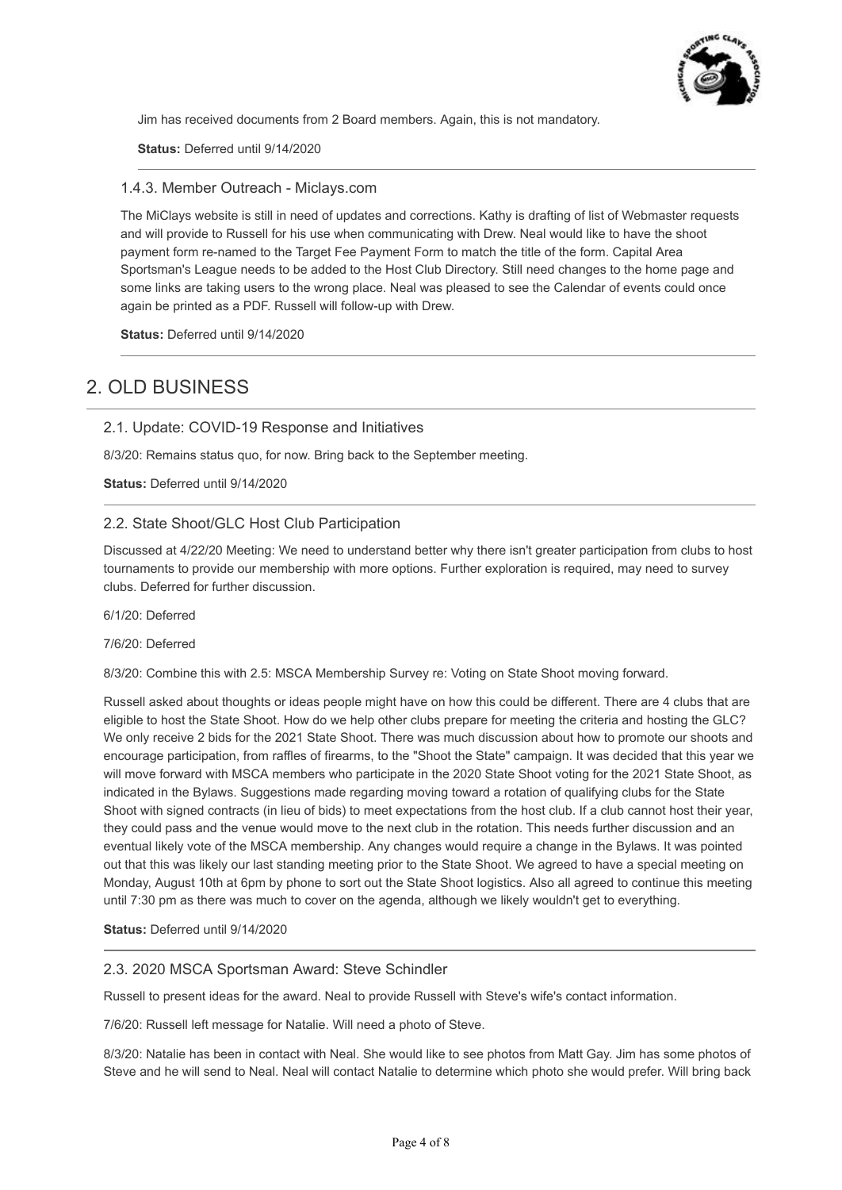Jim has received documents from 2 Board members. Again, this is not mandatory.

**Status:** Deferred until 9/14/2020

---

### 1.4.3. Member Outreach - Miclays.com

The MiClays website is still in need of updates and corrections. Kathy is drafting of list of Webmaster requests and will provide to Russell for his use when communicating with Drew. Neal would like to have the shoot payment form re-named to the Target Fee Payment Form to match the title of the form. Capital Area Sportsman's League needs to be added to the Host Club Directory. Still need changes to the home page and some links are taking users to the wrong place. Neal was pleased to see the Calendar of events could once again be printed as a PDF. Russell will follow-up with Drew.

**Status:** Deferred until 9/14/2020

---

## 2. OLD BUSINESS

### 2.1. Update: COVID-19 Response and Initiatives

8/3/20: Remains status quo, for now. Bring back to the September meeting.

**Status:** Deferred until 9/14/2020

---

### 2.2. State Shoot/GLC Host Club Participation

Discussed at 4/22/20 Meeting: We need to understand better why there isn't greater participation from clubs to host tournaments to provide our membership with more options. Further exploration is required, may need to survey clubs. Deferred for further discussion.

6/1/20: Deferred

7/6/20: Deferred

8/3/20: Combine this with 2.5: MSCA Membership Survey re: Voting on State Shoot moving forward.

Russell asked about thoughts or ideas people might have on how this could be different. There are 4 clubs that are eligible to host the State Shoot. How do we help other clubs prepare for meeting the criteria and hosting the GLC? We only receive 2 bids for the 2021 State Shoot. There was much discussion about how to promote our shoots and encourage participation, from raffles of firearms, to the "Shoot the State" campaign. It was decided that this year we will move forward with MSCA members who participate in the 2020 State Shoot voting for the 2021 State Shoot, as indicated in the Bylaws. Suggestions made regarding moving toward a rotation of qualifying clubs for the State Shoot with signed contracts (in lieu of bids) to meet expectations from the host club. If a club cannot host their year, they could pass and the venue would move to the next club in the rotation. This needs further discussion and an eventual likely vote of the MSCA membership. Any changes would require a change in the Bylaws. It was pointed out that this was likely our last standing meeting prior to the State Shoot. We agreed to have a special meeting on Monday, August 10th at 6pm by phone to sort out the State Shoot logistics. Also all agreed to continue this meeting until 7:30 pm as there was much to cover on the agenda, although we likely wouldn't get to everything.

**Status:** Deferred until 9/14/2020

---

### 2.3. 2020 MSCA Sportsman Award: Steve Schindler

Russell to present ideas for the award. Neal to provide Russell with Steve's wife's contact information.

7/6/20: Russell left message for Natalie. Will need a photo of Steve.

8/3/20: Natalie has been in contact with Neal. She would like to see photos from Matt Gay. Jim has some photos of Steve and he will send to Neal. Neal will contact Natalie to determine which photo she would prefer. Will bring back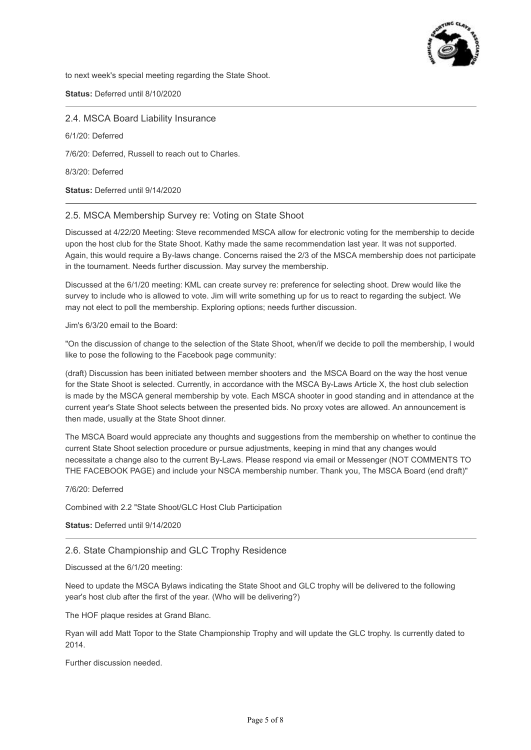to next week's special meeting regarding the State Shoot.

**Status:** Deferred until 8/10/2020

---

### 2.4. MSCA Board Liability Insurance

6/1/20: Deferred

7/6/20: Deferred, Russell to reach out to Charles.

8/3/20: Deferred

**Status:** Deferred until 9/14/2020

---

### 2.5. MSCA Membership Survey re: Voting on State Shoot

Discussed at 4/22/20 Meeting: Steve recommended MSCA allow for electronic voting for the membership to decide upon the host club for the State Shoot. Kathy made the same recommendation last year. It was not supported. Again, this would require a By-laws change. Concerns raised the 2/3 of the MSCA membership does not participate in the tournament. Needs further discussion. May survey the membership.

Discussed at the 6/1/20 meeting: KML can create survey re: preference for selecting shoot. Drew would like the survey to include who is allowed to vote. Jim will write something up for us to react to regarding the subject. We may not elect to poll the membership. Exploring options; needs further discussion.

Jim's 6/3/20 email to the Board:

"On the discussion of change to the selection of the State Shoot, when/if we decide to poll the membership, I would like to pose the following to the Facebook page community:

(draft) Discussion has been initiated between member shooters and the MSCA Board on the way the host venue for the State Shoot is selected. Currently, in accordance with the MSCA By-Laws Article X, the host club selection is made by the MSCA general membership by vote. Each MSCA shooter in good standing and in attendance at the current year's State Shoot selects between the presented bids. No proxy votes are allowed. An announcement is then made, usually at the State Shoot dinner.

The MSCA Board would appreciate any thoughts and suggestions from the membership on whether to continue the current State Shoot selection procedure or pursue adjustments, keeping in mind that any changes would necessitate a change also to the current By-Laws. Please respond via email or Messenger (NOT COMMENTS TO THE FACEBOOK PAGE) and include your NSCA membership number. Thank you, The MSCA Board (end draft)"

7/6/20: Deferred

Combined with 2.2 "State Shoot/GLC Host Club Participation

**Status:** Deferred until 9/14/2020

---

### 2.6. State Championship and GLC Trophy Residence

Discussed at the 6/1/20 meeting:

Need to update the MSCA Bylaws indicating the State Shoot and GLC trophy will be delivered to the following year's host club after the first of the year. (Who will be delivering?)

The HOF plaque resides at Grand Blanc.

Ryan will add Matt Topor to the State Championship Trophy and will update the GLC trophy. Is currently dated to 2014.

Further discussion needed.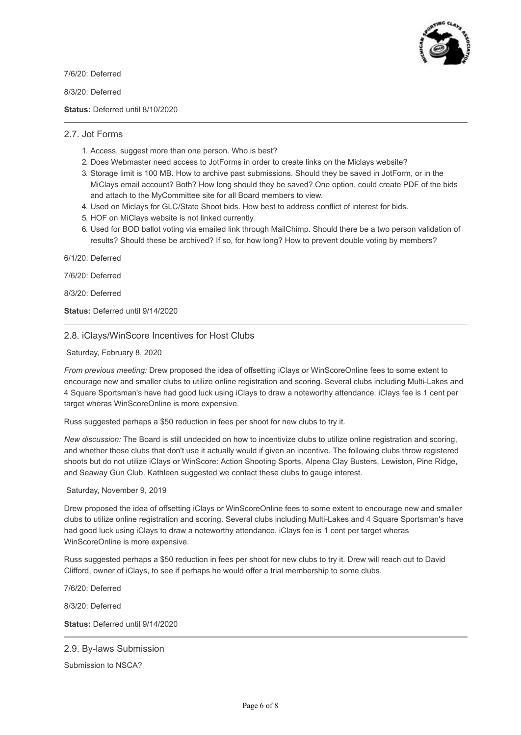7/6/20: Deferred

8/3/20: Deferred

**Status:** Deferred until 8/10/2020

---

## 2.7. Jot Forms

1. Access, suggest more than one person. Who is best?
2. Does Webmaster need access to JotForms in order to create links on the Miclays website?
3. Storage limit is 100 MB. How to archive past submissions. Should they be saved in JotForm, or in the MiClays email account? Both? How long should they be saved? One option, could create PDF of the bids and attach to the MyCommittee site for all Board members to view.
4. Used on Miclays for GLC/State Shoot bids. How best to address conflict of interest for bids.
5. HOF on MiClays website is not linked currently.
6. Used for BOD ballot voting via emailed link through MailChimp. Should there be a two person validation of results? Should these be archived? If so, for how long? How to prevent double voting by members?

6/1/20: Deferred

7/6/20: Deferred

8/3/20: Deferred

**Status:** Deferred until 9/14/2020

---

## 2.8. iClays/WinScore Incentives for Host Clubs

Saturday, February 8, 2020

*From previous meeting:* Drew proposed the idea of offsetting iClays or WinScoreOnline fees to some extent to encourage new and smaller clubs to utilize online registration and scoring. Several clubs including Multi-Lakes and 4 Square Sportsman's have had good luck using iClays to draw a noteworthy attendance. iClays fee is 1 cent per target wheras WinScoreOnline is more expensive.

Russ suggested perhaps a $50 reduction in fees per shoot for new clubs to try it.

*New discussion:* The Board is still undecided on how to incentivize clubs to utilize online registration and scoring, and whether those clubs that don't use it actually would if given an incentive. The following clubs throw registered shoots but do not utilize iClays or WinScore: Action Shooting Sports, Alpena Clay Busters, Lewiston, Pine Ridge, and Seaway Gun Club. Kathleen suggested we contact these clubs to gauge interest.

Saturday, November 9, 2019

Drew proposed the idea of offsetting iClays or WinScoreOnline fees to some extent to encourage new and smaller clubs to utilize online registration and scoring. Several clubs including Multi-Lakes and 4 Square Sportsman's have had good luck using iClays to draw a noteworthy attendance. iClays fee is 1 cent per target wheras WinScoreOnline is more expensive.

Russ suggested perhaps a $50 reduction in fees per shoot for new clubs to try it. Drew will reach out to David Clifford, owner of iClays, to see if perhaps he would offer a trial membership to some clubs.

7/6/20: Deferred

8/3/20: Deferred

**Status:** Deferred until 9/14/2020

---

## 2.9. By-laws Submission

Submission to NSCA?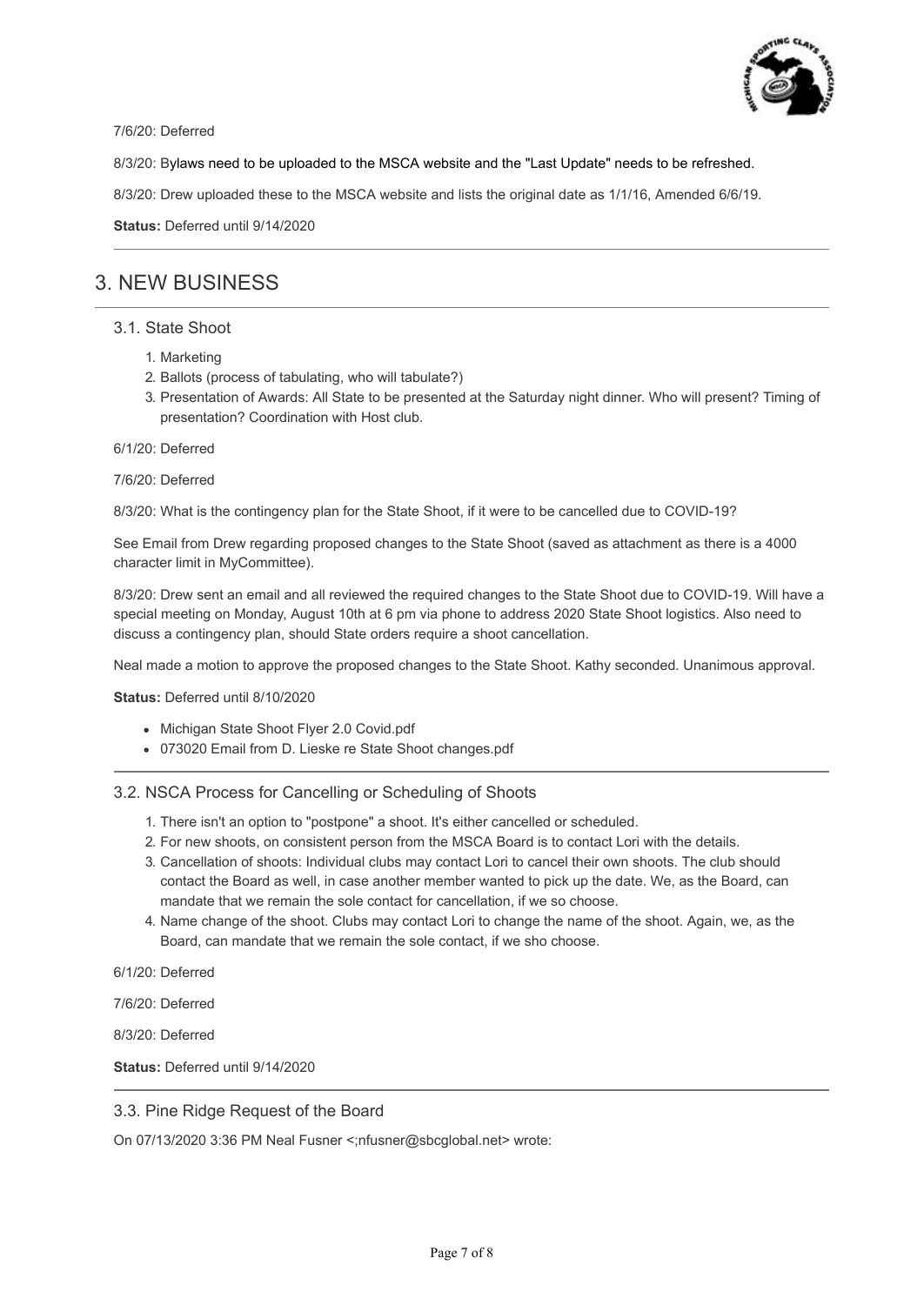7/6/20: Deferred

8/3/20: Bylaws need to be uploaded to the MSCA website and the "Last Update" needs to be refreshed.

8/3/20: Drew uploaded these to the MSCA website and lists the original date as 1/1/16, Amended 6/6/19.

**Status:** Deferred until 9/14/2020

---

# 3. NEW BUSINESS

## 3.1. State Shoot

1. Marketing
2. Ballots (process of tabulating, who will tabulate?)
3. Presentation of Awards: All State to be presented at the Saturday night dinner. Who will present? Timing of presentation? Coordination with Host club.

6/1/20: Deferred

7/6/20: Deferred

8/3/20: What is the contingency plan for the State Shoot, if it were to be cancelled due to COVID-19?

See Email from Drew regarding proposed changes to the State Shoot (saved as attachment as there is a 4000 character limit in MyCommittee).

8/3/20: Drew sent an email and all reviewed the required changes to the State Shoot due to COVID-19. Will have a special meeting on Monday, August 10th at 6 pm via phone to address 2020 State Shoot logistics. Also need to discuss a contingency plan, should State orders require a shoot cancellation.

Neal made a motion to approve the proposed changes to the State Shoot. Kathy seconded. Unanimous approval.

**Status:** Deferred until 8/10/2020

- Michigan State Shoot Flyer 2.0 Covid.pdf
- 073020 Email from D. Lieske re State Shoot changes.pdf

---

## 3.2. NSCA Process for Cancelling or Scheduling of Shoots

1. There isn't an option to "postpone" a shoot. It's either cancelled or scheduled.
2. For new shoots, on consistent person from the MSCA Board is to contact Lori with the details.
3. Cancellation of shoots: Individual clubs may contact Lori to cancel their own shoots. The club should contact the Board as well, in case another member wanted to pick up the date. We, as the Board, can mandate that we remain the sole contact for cancellation, if we so choose.
4. Name change of the shoot. Clubs may contact Lori to change the name of the shoot. Again, we, as the Board, can mandate that we remain the sole contact, if we sho choose.

6/1/20: Deferred

7/6/20: Deferred

8/3/20: Deferred

**Status:** Deferred until 9/14/2020

---

## 3.3. Pine Ridge Request of the Board

On 07/13/2020 3:36 PM Neal Fusner <;nfusner@sbcglobal.net> wrote: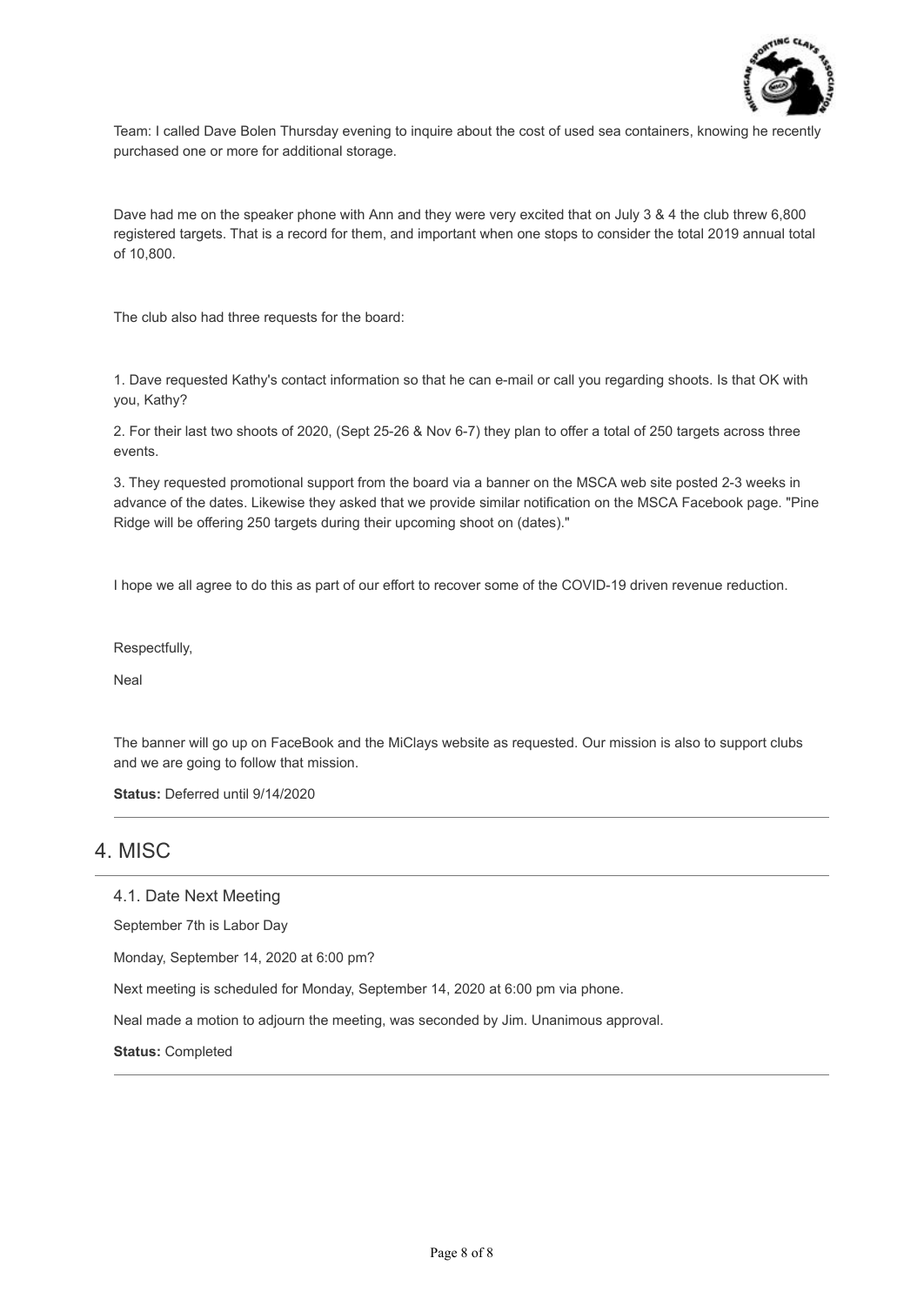Team: I called Dave Bolen Thursday evening to inquire about the cost of used sea containers, knowing he recently purchased one or more for additional storage.

Dave had me on the speaker phone with Ann and they were very excited that on July 3 & 4 the club threw 6,800 registered targets. That is a record for them, and important when one stops to consider the total 2019 annual total of 10,800.

The club also had three requests for the board:

1. Dave requested Kathy's contact information so that he can e-mail or call you regarding shoots. Is that OK with you, Kathy?
2. For their last two shoots of 2020, (Sept 25-26 & Nov 6-7) they plan to offer a total of 250 targets across three events.
3. They requested promotional support from the board via a banner on the MSCA web site posted 2-3 weeks in advance of the dates. Likewise they asked that we provide similar notification on the MSCA Facebook page. "Pine Ridge will be offering 250 targets during their upcoming shoot on (dates)."

I hope we all agree to do this as part of our effort to recover some of the COVID-19 driven revenue reduction.

Respectfully,

Neal

The banner will go up on FaceBook and the MiClays website as requested. Our mission is also to support clubs and we are going to follow that mission.

**Status:** Deferred until 9/14/2020

## 4. MISC

### 4.1. Date Next Meeting

September 7th is Labor Day

Monday, September 14, 2020 at 6:00 pm?

Next meeting is scheduled for Monday, September 14, 2020 at 6:00 pm via phone.

Neal made a motion to adjourn the meeting, was seconded by Jim. Unanimous approval.

**Status:** Completed